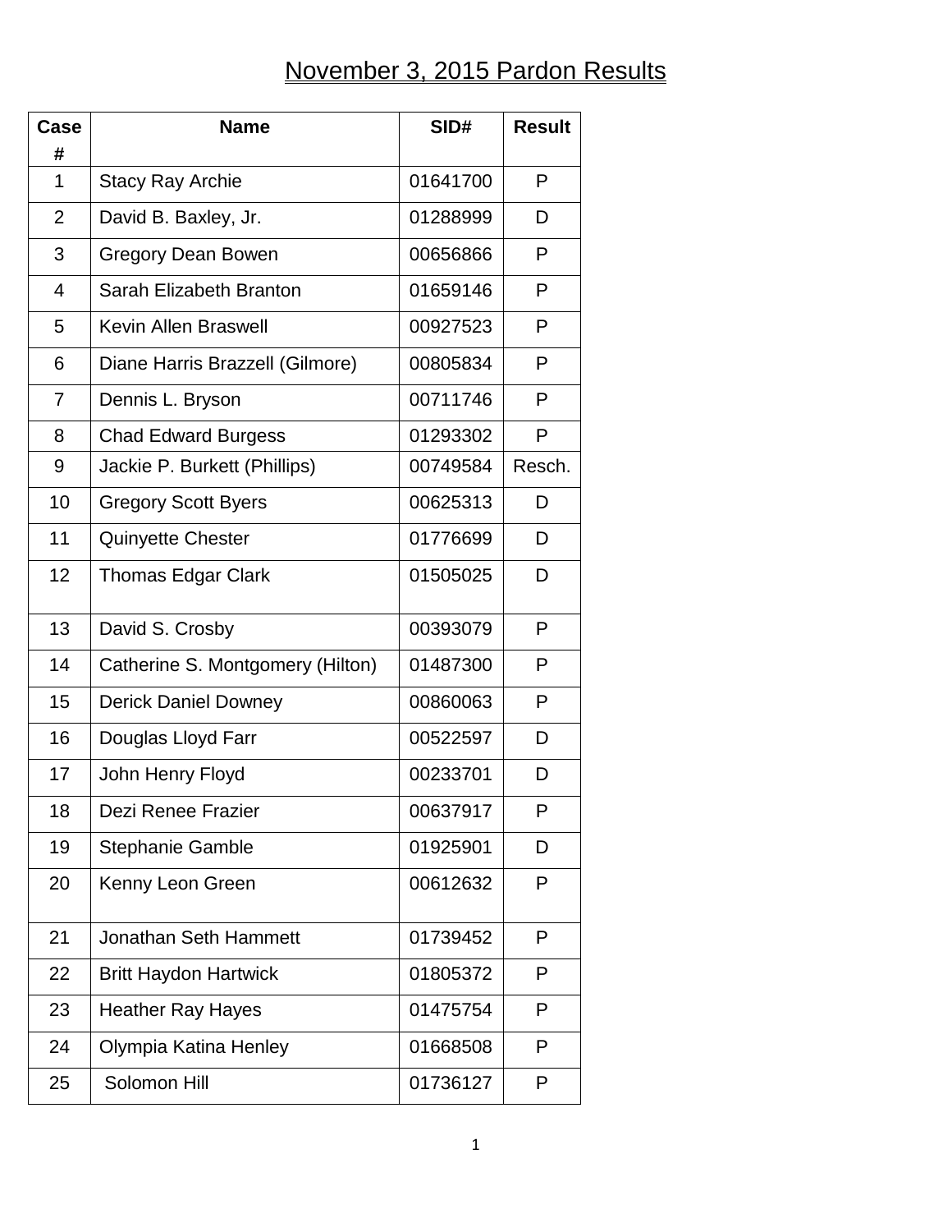# November 3, 2015 Pardon Results

| Case # | Name | SID# | Result |
|---|---|---|---|
| 1 | Stacy Ray Archie | 01641700 | P |
| 2 | David B. Baxley, Jr. | 01288999 | D |
| 3 | Gregory Dean Bowen | 00656866 | P |
| 4 | Sarah Elizabeth Branton | 01659146 | P |
| 5 | Kevin Allen Braswell | 00927523 | P |
| 6 | Diane Harris Brazzell (Gilmore) | 00805834 | P |
| 7 | Dennis L. Bryson | 00711746 | P |
| 8 | Chad Edward Burgess | 01293302 | P |
| 9 | Jackie P. Burkett (Phillips) | 00749584 | Resch. |
| 10 | Gregory Scott Byers | 00625313 | D |
| 11 | Quinyette Chester | 01776699 | D |
| 12 | Thomas Edgar Clark | 01505025 | D |
| 13 | David S. Crosby | 00393079 | P |
| 14 | Catherine S. Montgomery (Hilton) | 01487300 | P |
| 15 | Derick Daniel Downey | 00860063 | P |
| 16 | Douglas Lloyd Farr | 00522597 | D |
| 17 | John Henry Floyd | 00233701 | D |
| 18 | Dezi Renee Frazier | 00637917 | P |
| 19 | Stephanie Gamble | 01925901 | D |
| 20 | Kenny Leon Green | 00612632 | P |
| 21 | Jonathan Seth Hammett | 01739452 | P |
| 22 | Britt Haydon Hartwick | 01805372 | P |
| 23 | Heather Ray Hayes | 01475754 | P |
| 24 | Olympia Katina Henley | 01668508 | P |
| 25 | Solomon Hill | 01736127 | P |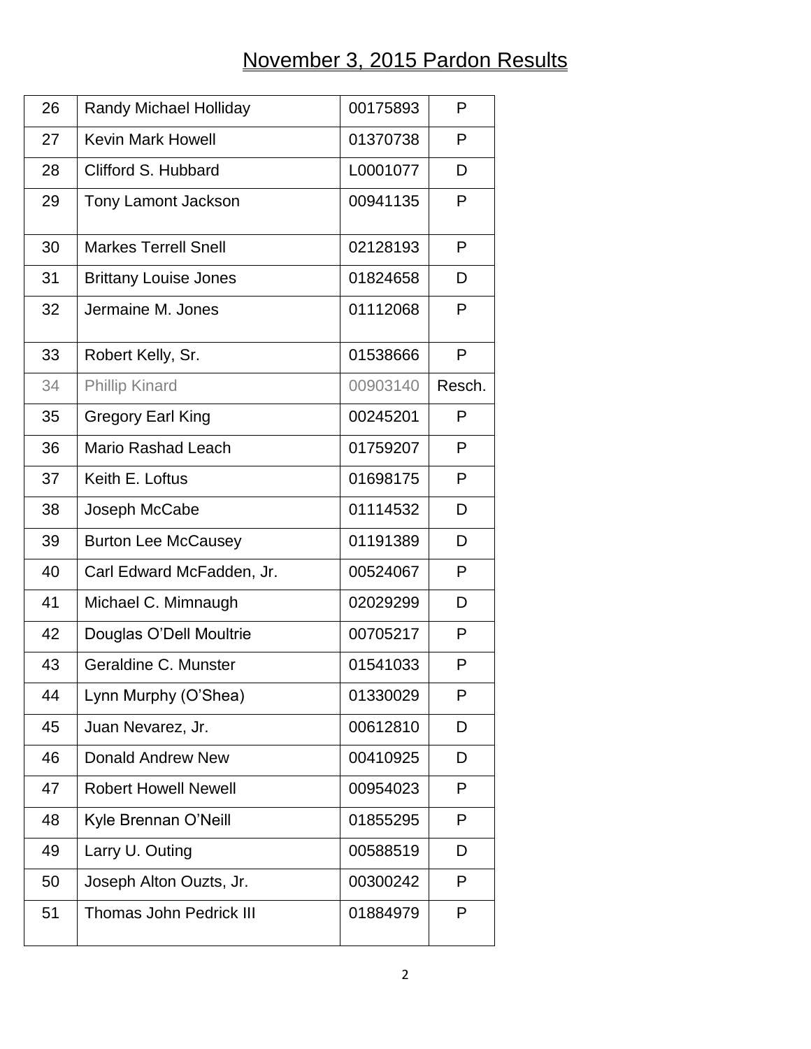# November 3, 2015 Pardon Results

| | | | |
|---|---|---|---|
| 26 | Randy Michael Holliday | 00175893 | P |
| 27 | Kevin Mark Howell | 01370738 | P |
| 28 | Clifford S. Hubbard | L0001077 | D |
| 29 | Tony Lamont Jackson | 00941135 | P |
| 30 | Markes Terrell Snell | 02128193 | P |
| 31 | Brittany Louise Jones | 01824658 | D |
| 32 | Jermaine M. Jones | 01112068 | P |
| 33 | Robert Kelly, Sr. | 01538666 | P |
| 34 | Phillip Kinard | 00903140 | Resch. |
| 35 | Gregory Earl King | 00245201 | P |
| 36 | Mario Rashad Leach | 01759207 | P |
| 37 | Keith E. Loftus | 01698175 | P |
| 38 | Joseph McCabe | 01114532 | D |
| 39 | Burton Lee McCausey | 01191389 | D |
| 40 | Carl Edward McFadden, Jr. | 00524067 | P |
| 41 | Michael C. Mimnaugh | 02029299 | D |
| 42 | Douglas O'Dell Moultrie | 00705217 | P |
| 43 | Geraldine C. Munster | 01541033 | P |
| 44 | Lynn Murphy (O'Shea) | 01330029 | P |
| 45 | Juan Nevarez, Jr. | 00612810 | D |
| 46 | Donald Andrew New | 00410925 | D |
| 47 | Robert Howell Newell | 00954023 | P |
| 48 | Kyle Brennan O'Neill | 01855295 | P |
| 49 | Larry U. Outing | 00588519 | D |
| 50 | Joseph Alton Ouzts, Jr. | 00300242 | P |
| 51 | Thomas John Pedrick III | 01884979 | P |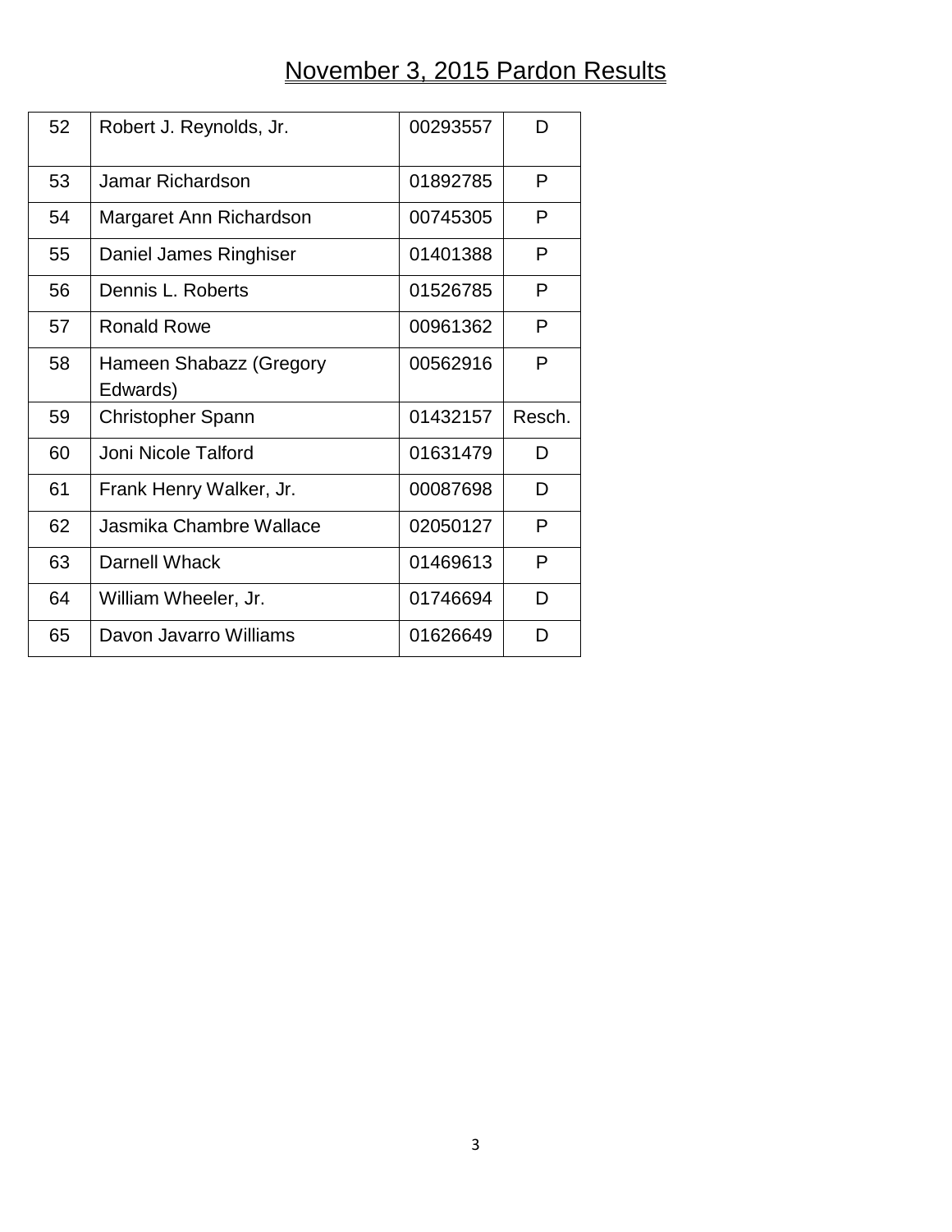# November 3, 2015 Pardon Results

| | | | |
|---|---|---|---|
| 52 | Robert J. Reynolds, Jr. | 00293557 | D |
| 53 | Jamar Richardson | 01892785 | P |
| 54 | Margaret Ann Richardson | 00745305 | P |
| 55 | Daniel James Ringhiser | 01401388 | P |
| 56 | Dennis L. Roberts | 01526785 | P |
| 57 | Ronald Rowe | 00961362 | P |
| 58 | Hameen Shabazz (Gregory Edwards) | 00562916 | P |
| 59 | Christopher Spann | 01432157 | Resch. |
| 60 | Joni Nicole Talford | 01631479 | D |
| 61 | Frank Henry Walker, Jr. | 00087698 | D |
| 62 | Jasmika Chambre Wallace | 02050127 | P |
| 63 | Darnell Whack | 01469613 | P |
| 64 | William Wheeler, Jr. | 01746694 | D |
| 65 | Davon Javarro Williams | 01626649 | D |